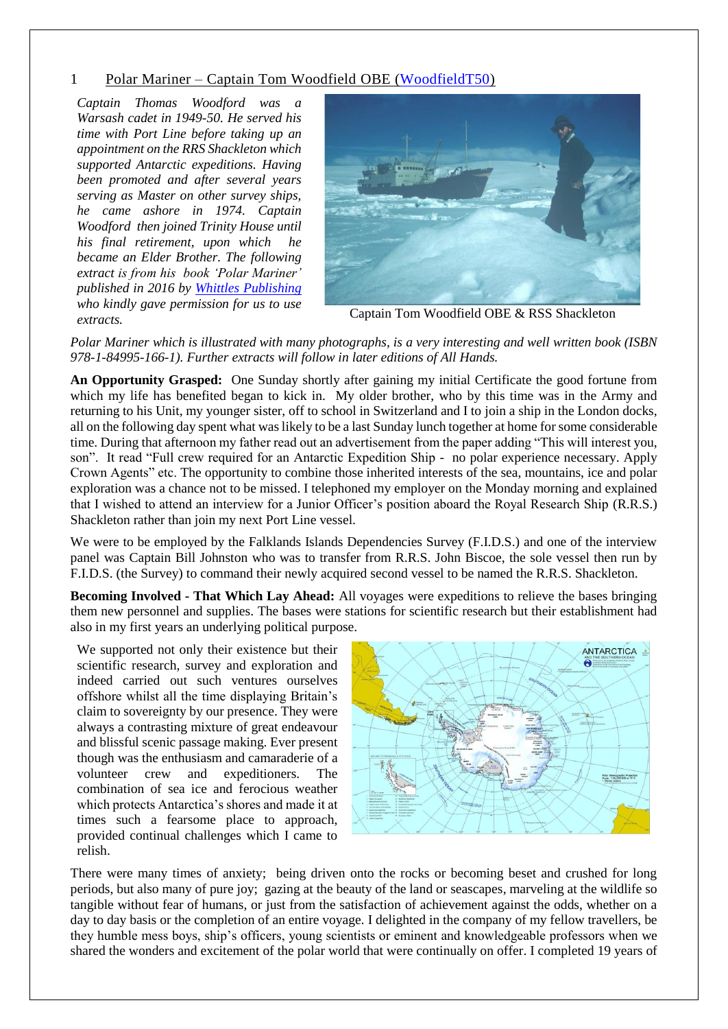## 1 Polar Mariner – Captain Tom Woodfield OBE (WoodfieldT50)

*Captain Thomas Woodford was a Warsash cadet in 1949-50. He served his time with Port Line before taking up an appointment on the RRS Shackleton which supported Antarctic expeditions. Having been promoted and after several years serving as Master on other survey ships, he came ashore in 1974. Captain Woodford then joined Trinity House until his final retirement, upon which he became an Elder Brother. The following extract is from his book 'Polar Mariner' published in 2016 by Whittles Publishing who kindly gave permission for us to use extracts.*

Captain Tom Woodfield OBE & RSS Shackleton

*Polar Mariner which is illustrated with many photographs, is a very interesting and well written book (ISBN 978-1-84995-166-1). Further extracts will follow in later editions of All Hands.*

**An Opportunity Grasped:** One Sunday shortly after gaining my initial Certificate the good fortune from which my life has benefited began to kick in. My older brother, who by this time was in the Army and returning to his Unit, my younger sister, off to school in Switzerland and I to join a ship in the London docks, all on the following day spent what was likely to be a last Sunday lunch together at home for some considerable time. During that afternoon my father read out an advertisement from the paper adding "This will interest you, son". It read "Full crew required for an Antarctic Expedition Ship - no polar experience necessary. Apply Crown Agents" etc. The opportunity to combine those inherited interests of the sea, mountains, ice and polar exploration was a chance not to be missed. I telephoned my employer on the Monday morning and explained that I wished to attend an interview for a Junior Officer's position aboard the Royal Research Ship (R.R.S.) Shackleton rather than join my next Port Line vessel.

We were to be employed by the Falklands Islands Dependencies Survey (F.I.D.S.) and one of the interview panel was Captain Bill Johnston who was to transfer from R.R.S. John Biscoe, the sole vessel then run by F.I.D.S. (the Survey) to command their newly acquired second vessel to be named the R.R.S. Shackleton.

**Becoming Involved - That Which Lay Ahead:** All voyages were expeditions to relieve the bases bringing them new personnel and supplies. The bases were stations for scientific research but their establishment had also in my first years an underlying political purpose.

We supported not only their existence but their scientific research, survey and exploration and indeed carried out such ventures ourselves offshore whilst all the time displaying Britain's claim to sovereignty by our presence. They were always a contrasting mixture of great endeavour and blissful scenic passage making. Ever present though was the enthusiasm and camaraderie of a volunteer crew and expeditioners. The combination of sea ice and ferocious weather which protects Antarctica's shores and made it at times such a fearsome place to approach, provided continual challenges which I came to relish.

There were many times of anxiety; being driven onto the rocks or becoming beset and crushed for long periods, but also many of pure joy; gazing at the beauty of the land or seascapes, marveling at the wildlife so tangible without fear of humans, or just from the satisfaction of achievement against the odds, whether on a day to day basis or the completion of an entire voyage. I delighted in the company of my fellow travellers, be they humble mess boys, ship's officers, young scientists or eminent and knowledgeable professors when we shared the wonders and excitement of the polar world that were continually on offer. I completed 19 years of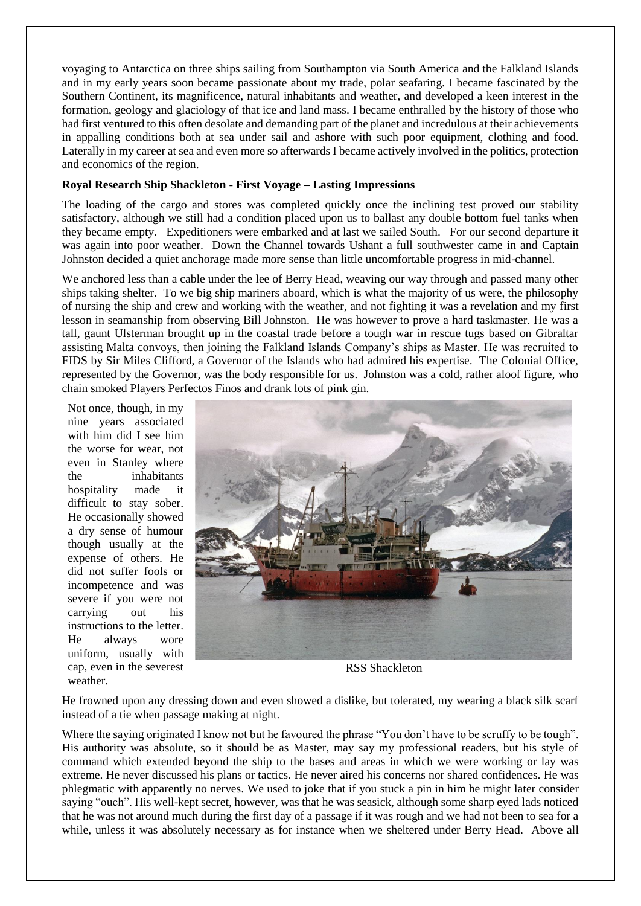voyaging to Antarctica on three ships sailing from Southampton via South America and the Falkland Islands and in my early years soon became passionate about my trade, polar seafaring. I became fascinated by the Southern Continent, its magnificence, natural inhabitants and weather, and developed a keen interest in the formation, geology and glaciology of that ice and land mass. I became enthralled by the history of those who had first ventured to this often desolate and demanding part of the planet and incredulous at their achievements in appalling conditions both at sea under sail and ashore with such poor equipment, clothing and food. Laterally in my career at sea and even more so afterwards I became actively involved in the politics, protection and economics of the region.

**Royal Research Ship Shackleton - First Voyage – Lasting Impressions**

The loading of the cargo and stores was completed quickly once the inclining test proved our stability satisfactory, although we still had a condition placed upon us to ballast any double bottom fuel tanks when they became empty. Expeditioners were embarked and at last we sailed South. For our second departure it was again into poor weather. Down the Channel towards Ushant a full southwester came in and Captain Johnston decided a quiet anchorage made more sense than little uncomfortable progress in mid-channel.

We anchored less than a cable under the lee of Berry Head, weaving our way through and passed many other ships taking shelter. To we big ship mariners aboard, which is what the majority of us were, the philosophy of nursing the ship and crew and working with the weather, and not fighting it was a revelation and my first lesson in seamanship from observing Bill Johnston. He was however to prove a hard taskmaster. He was a tall, gaunt Ulsterman brought up in the coastal trade before a tough war in rescue tugs based on Gibraltar assisting Malta convoys, then joining the Falkland Islands Company's ships as Master. He was recruited to FIDS by Sir Miles Clifford, a Governor of the Islands who had admired his expertise. The Colonial Office, represented by the Governor, was the body responsible for us. Johnston was a cold, rather aloof figure, who chain smoked Players Perfectos Finos and drank lots of pink gin.

Not once, though, in my nine years associated with him did I see him the worse for wear, not even in Stanley where the inhabitants hospitality made it difficult to stay sober. He occasionally showed a dry sense of humour though usually at the expense of others. He did not suffer fools or incompetence and was severe if you were not carrying out his instructions to the letter. He always wore uniform, usually with cap, even in the severest weather.

RSS Shackleton

He frowned upon any dressing down and even showed a dislike, but tolerated, my wearing a black silk scarf instead of a tie when passage making at night.

Where the saying originated I know not but he favoured the phrase "You don't have to be scruffy to be tough". His authority was absolute, so it should be as Master, may say my professional readers, but his style of command which extended beyond the ship to the bases and areas in which we were working or lay was extreme. He never discussed his plans or tactics. He never aired his concerns nor shared confidences. He was phlegmatic with apparently no nerves. We used to joke that if you stuck a pin in him he might later consider saying "ouch". His well-kept secret, however, was that he was seasick, although some sharp eyed lads noticed that he was not around much during the first day of a passage if it was rough and we had not been to sea for a while, unless it was absolutely necessary as for instance when we sheltered under Berry Head. Above all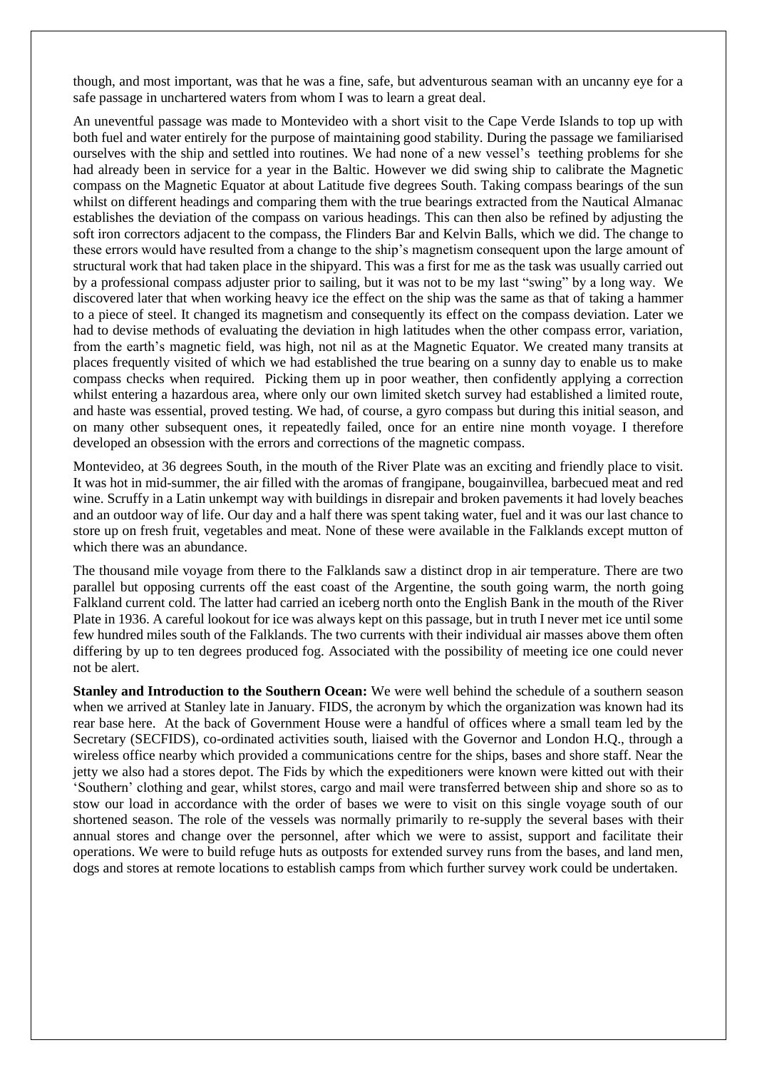though, and most important, was that he was a fine, safe, but adventurous seaman with an uncanny eye for a safe passage in unchartered waters from whom I was to learn a great deal.

An uneventful passage was made to Montevideo with a short visit to the Cape Verde Islands to top up with both fuel and water entirely for the purpose of maintaining good stability. During the passage we familiarised ourselves with the ship and settled into routines. We had none of a new vessel's teething problems for she had already been in service for a year in the Baltic. However we did swing ship to calibrate the Magnetic compass on the Magnetic Equator at about Latitude five degrees South. Taking compass bearings of the sun whilst on different headings and comparing them with the true bearings extracted from the Nautical Almanac establishes the deviation of the compass on various headings. This can then also be refined by adjusting the soft iron correctors adjacent to the compass, the Flinders Bar and Kelvin Balls, which we did. The change to these errors would have resulted from a change to the ship's magnetism consequent upon the large amount of structural work that had taken place in the shipyard. This was a first for me as the task was usually carried out by a professional compass adjuster prior to sailing, but it was not to be my last "swing" by a long way. We discovered later that when working heavy ice the effect on the ship was the same as that of taking a hammer to a piece of steel. It changed its magnetism and consequently its effect on the compass deviation. Later we had to devise methods of evaluating the deviation in high latitudes when the other compass error, variation, from the earth's magnetic field, was high, not nil as at the Magnetic Equator. We created many transits at places frequently visited of which we had established the true bearing on a sunny day to enable us to make compass checks when required. Picking them up in poor weather, then confidently applying a correction whilst entering a hazardous area, where only our own limited sketch survey had established a limited route, and haste was essential, proved testing. We had, of course, a gyro compass but during this initial season, and on many other subsequent ones, it repeatedly failed, once for an entire nine month voyage. I therefore developed an obsession with the errors and corrections of the magnetic compass.

Montevideo, at 36 degrees South, in the mouth of the River Plate was an exciting and friendly place to visit. It was hot in mid-summer, the air filled with the aromas of frangipane, bougainvillea, barbecued meat and red wine. Scruffy in a Latin unkempt way with buildings in disrepair and broken pavements it had lovely beaches and an outdoor way of life. Our day and a half there was spent taking water, fuel and it was our last chance to store up on fresh fruit, vegetables and meat. None of these were available in the Falklands except mutton of which there was an abundance.

The thousand mile voyage from there to the Falklands saw a distinct drop in air temperature. There are two parallel but opposing currents off the east coast of the Argentine, the south going warm, the north going Falkland current cold. The latter had carried an iceberg north onto the English Bank in the mouth of the River Plate in 1936. A careful lookout for ice was always kept on this passage, but in truth I never met ice until some few hundred miles south of the Falklands. The two currents with their individual air masses above them often differing by up to ten degrees produced fog. Associated with the possibility of meeting ice one could never not be alert.

**Stanley and Introduction to the Southern Ocean:** We were well behind the schedule of a southern season when we arrived at Stanley late in January. FIDS, the acronym by which the organization was known had its rear base here. At the back of Government House were a handful of offices where a small team led by the Secretary (SECFIDS), co-ordinated activities south, liaised with the Governor and London H.Q., through a wireless office nearby which provided a communications centre for the ships, bases and shore staff. Near the jetty we also had a stores depot. The Fids by which the expeditioners were known were kitted out with their 'Southern' clothing and gear, whilst stores, cargo and mail were transferred between ship and shore so as to stow our load in accordance with the order of bases we were to visit on this single voyage south of our shortened season. The role of the vessels was normally primarily to re-supply the several bases with their annual stores and change over the personnel, after which we were to assist, support and facilitate their operations. We were to build refuge huts as outposts for extended survey runs from the bases, and land men, dogs and stores at remote locations to establish camps from which further survey work could be undertaken.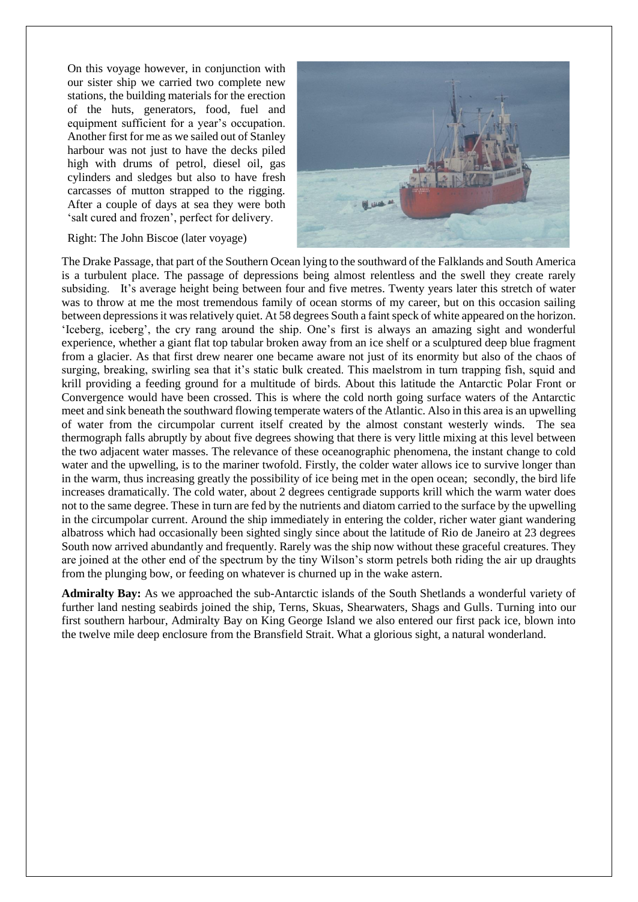On this voyage however, in conjunction with our sister ship we carried two complete new stations, the building materials for the erection of the huts, generators, food, fuel and equipment sufficient for a year's occupation. Another first for me as we sailed out of Stanley harbour was not just to have the decks piled high with drums of petrol, diesel oil, gas cylinders and sledges but also to have fresh carcasses of mutton strapped to the rigging. After a couple of days at sea they were both 'salt cured and frozen', perfect for delivery.

Right: The John Biscoe (later voyage)

The Drake Passage, that part of the Southern Ocean lying to the southward of the Falklands and South America is a turbulent place. The passage of depressions being almost relentless and the swell they create rarely subsiding. It's average height being between four and five metres. Twenty years later this stretch of water was to throw at me the most tremendous family of ocean storms of my career, but on this occasion sailing between depressions it was relatively quiet. At 58 degrees South a faint speck of white appeared on the horizon. 'Iceberg, iceberg', the cry rang around the ship. One's first is always an amazing sight and wonderful experience, whether a giant flat top tabular broken away from an ice shelf or a sculptured deep blue fragment from a glacier. As that first drew nearer one became aware not just of its enormity but also of the chaos of surging, breaking, swirling sea that it's static bulk created. This maelstrom in turn trapping fish, squid and krill providing a feeding ground for a multitude of birds. About this latitude the Antarctic Polar Front or Convergence would have been crossed. This is where the cold north going surface waters of the Antarctic meet and sink beneath the southward flowing temperate waters of the Atlantic. Also in this area is an upwelling of water from the circumpolar current itself created by the almost constant westerly winds. The sea thermograph falls abruptly by about five degrees showing that there is very little mixing at this level between the two adjacent water masses. The relevance of these oceanographic phenomena, the instant change to cold water and the upwelling, is to the mariner twofold. Firstly, the colder water allows ice to survive longer than in the warm, thus increasing greatly the possibility of ice being met in the open ocean; secondly, the bird life increases dramatically. The cold water, about 2 degrees centigrade supports krill which the warm water does not to the same degree. These in turn are fed by the nutrients and diatom carried to the surface by the upwelling in the circumpolar current. Around the ship immediately in entering the colder, richer water giant wandering albatross which had occasionally been sighted singly since about the latitude of Rio de Janeiro at 23 degrees South now arrived abundantly and frequently. Rarely was the ship now without these graceful creatures. They are joined at the other end of the spectrum by the tiny Wilson's storm petrels both riding the air up draughts from the plunging bow, or feeding on whatever is churned up in the wake astern.

**Admiralty Bay:** As we approached the sub-Antarctic islands of the South Shetlands a wonderful variety of further land nesting seabirds joined the ship, Terns, Skuas, Shearwaters, Shags and Gulls. Turning into our first southern harbour, Admiralty Bay on King George Island we also entered our first pack ice, blown into the twelve mile deep enclosure from the Bransfield Strait. What a glorious sight, a natural wonderland.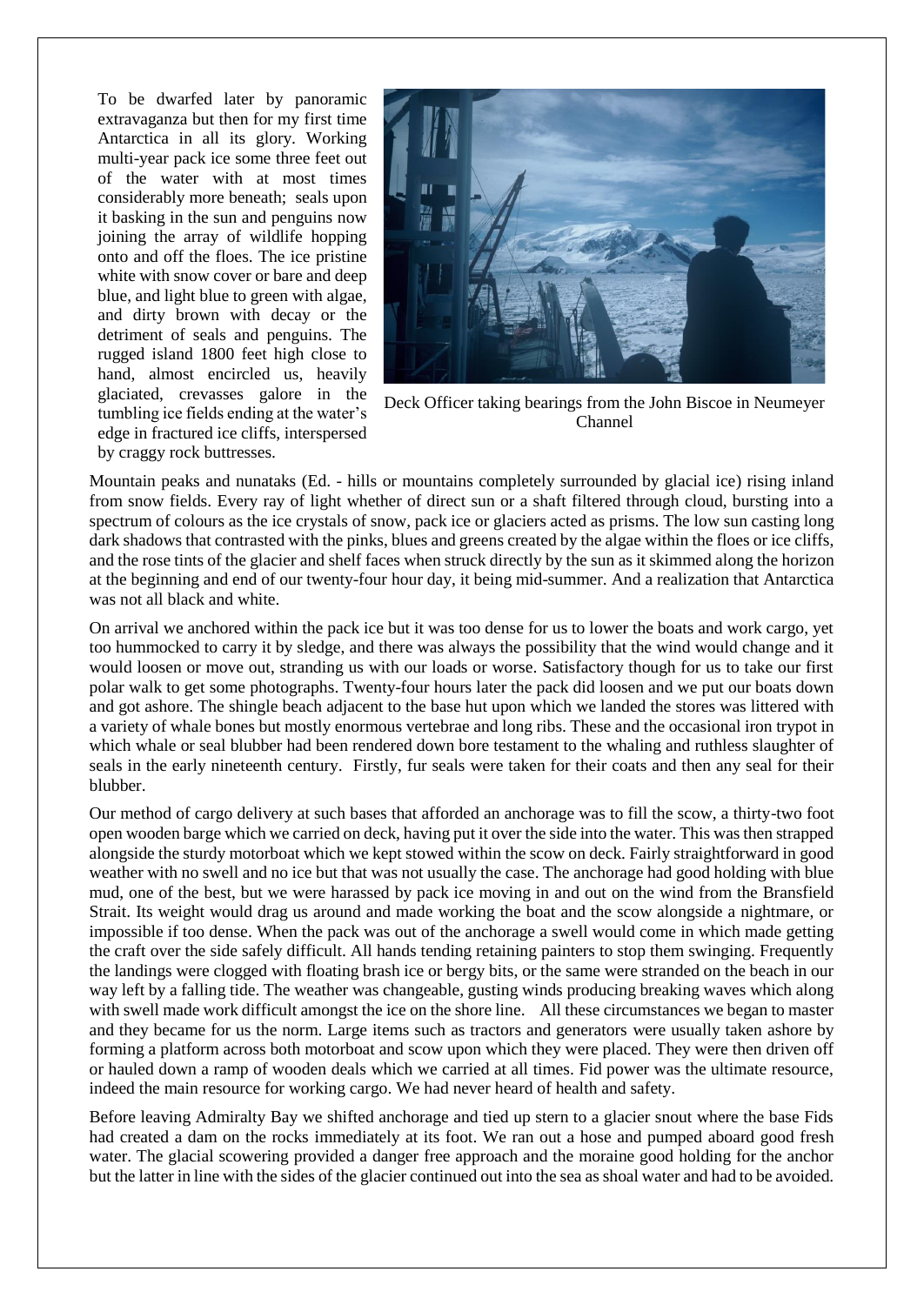To be dwarfed later by panoramic extravaganza but then for my first time Antarctica in all its glory. Working multi-year pack ice some three feet out of the water with at most times considerably more beneath; seals upon it basking in the sun and penguins now joining the array of wildlife hopping onto and off the floes. The ice pristine white with snow cover or bare and deep blue, and light blue to green with algae, and dirty brown with decay or the detriment of seals and penguins. The rugged island 1800 feet high close to hand, almost encircled us, heavily glaciated, crevasses galore in the tumbling ice fields ending at the water's edge in fractured ice cliffs, interspersed by craggy rock buttresses.

Deck Officer taking bearings from the John Biscoe in Neumeyer Channel

Mountain peaks and nunataks (Ed. - hills or mountains completely surrounded by glacial ice) rising inland from snow fields. Every ray of light whether of direct sun or a shaft filtered through cloud, bursting into a spectrum of colours as the ice crystals of snow, pack ice or glaciers acted as prisms. The low sun casting long dark shadows that contrasted with the pinks, blues and greens created by the algae within the floes or ice cliffs, and the rose tints of the glacier and shelf faces when struck directly by the sun as it skimmed along the horizon at the beginning and end of our twenty-four hour day, it being mid-summer. And a realization that Antarctica was not all black and white.

On arrival we anchored within the pack ice but it was too dense for us to lower the boats and work cargo, yet too hummocked to carry it by sledge, and there was always the possibility that the wind would change and it would loosen or move out, stranding us with our loads or worse. Satisfactory though for us to take our first polar walk to get some photographs. Twenty-four hours later the pack did loosen and we put our boats down and got ashore. The shingle beach adjacent to the base hut upon which we landed the stores was littered with a variety of whale bones but mostly enormous vertebrae and long ribs. These and the occasional iron trypot in which whale or seal blubber had been rendered down bore testament to the whaling and ruthless slaughter of seals in the early nineteenth century. Firstly, fur seals were taken for their coats and then any seal for their blubber.

Our method of cargo delivery at such bases that afforded an anchorage was to fill the scow, a thirty-two foot open wooden barge which we carried on deck, having put it over the side into the water. This was then strapped alongside the sturdy motorboat which we kept stowed within the scow on deck. Fairly straightforward in good weather with no swell and no ice but that was not usually the case. The anchorage had good holding with blue mud, one of the best, but we were harassed by pack ice moving in and out on the wind from the Bransfield Strait. Its weight would drag us around and made working the boat and the scow alongside a nightmare, or impossible if too dense. When the pack was out of the anchorage a swell would come in which made getting the craft over the side safely difficult. All hands tending retaining painters to stop them swinging. Frequently the landings were clogged with floating brash ice or bergy bits, or the same were stranded on the beach in our way left by a falling tide. The weather was changeable, gusting winds producing breaking waves which along with swell made work difficult amongst the ice on the shore line. All these circumstances we began to master and they became for us the norm. Large items such as tractors and generators were usually taken ashore by forming a platform across both motorboat and scow upon which they were placed. They were then driven off or hauled down a ramp of wooden deals which we carried at all times. Fid power was the ultimate resource, indeed the main resource for working cargo. We had never heard of health and safety.

Before leaving Admiralty Bay we shifted anchorage and tied up stern to a glacier snout where the base Fids had created a dam on the rocks immediately at its foot. We ran out a hose and pumped aboard good fresh water. The glacial scowering provided a danger free approach and the moraine good holding for the anchor but the latter in line with the sides of the glacier continued out into the sea as shoal water and had to be avoided.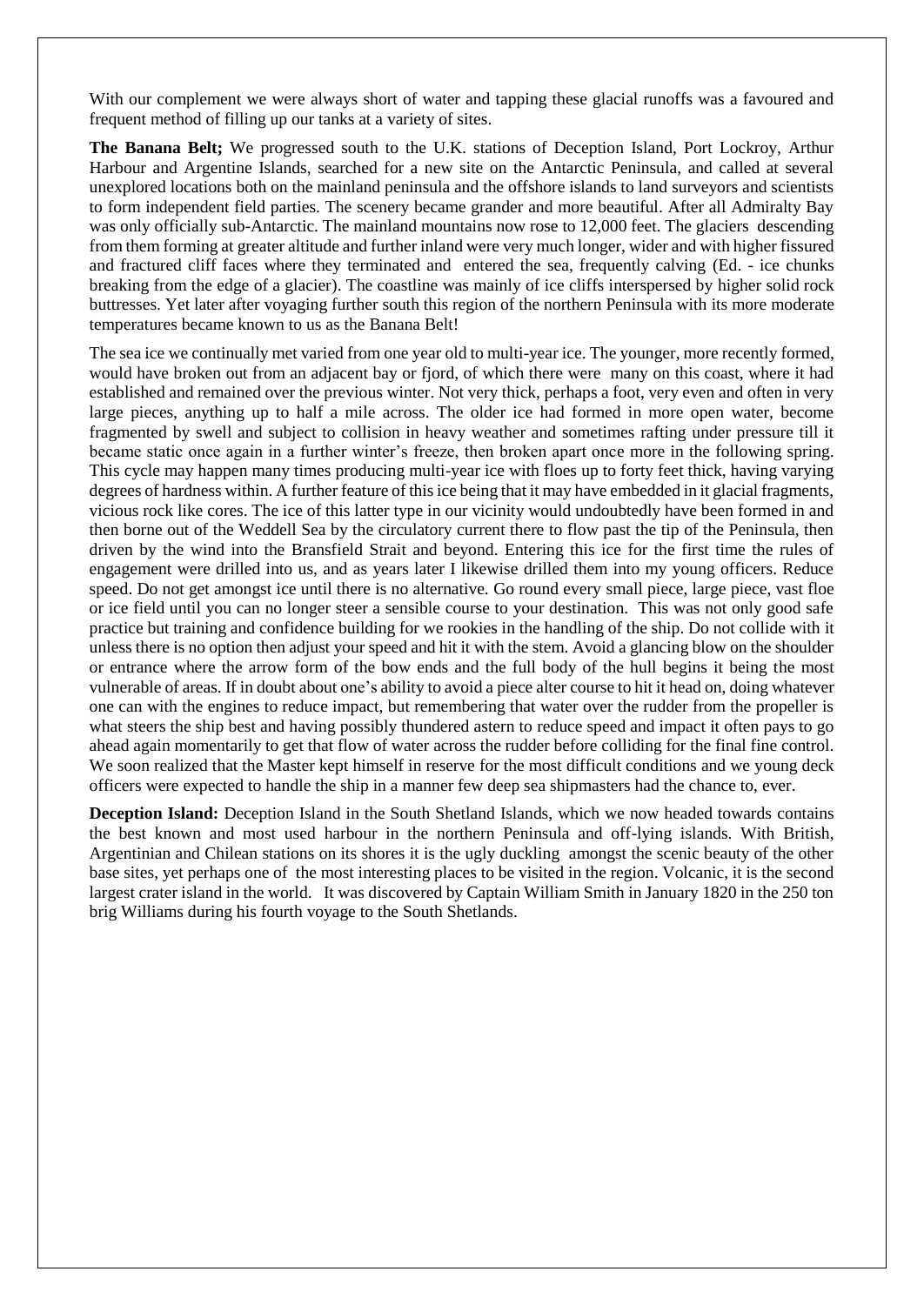With our complement we were always short of water and tapping these glacial runoffs was a favoured and frequent method of filling up our tanks at a variety of sites.

**The Banana Belt;** We progressed south to the U.K. stations of Deception Island, Port Lockroy, Arthur Harbour and Argentine Islands, searched for a new site on the Antarctic Peninsula, and called at several unexplored locations both on the mainland peninsula and the offshore islands to land surveyors and scientists to form independent field parties. The scenery became grander and more beautiful. After all Admiralty Bay was only officially sub-Antarctic. The mainland mountains now rose to 12,000 feet. The glaciers descending from them forming at greater altitude and further inland were very much longer, wider and with higher fissured and fractured cliff faces where they terminated and entered the sea, frequently calving (Ed. - ice chunks breaking from the edge of a glacier). The coastline was mainly of ice cliffs interspersed by higher solid rock buttresses. Yet later after voyaging further south this region of the northern Peninsula with its more moderate temperatures became known to us as the Banana Belt!

The sea ice we continually met varied from one year old to multi-year ice. The younger, more recently formed, would have broken out from an adjacent bay or fjord, of which there were many on this coast, where it had established and remained over the previous winter. Not very thick, perhaps a foot, very even and often in very large pieces, anything up to half a mile across. The older ice had formed in more open water, become fragmented by swell and subject to collision in heavy weather and sometimes rafting under pressure till it became static once again in a further winter's freeze, then broken apart once more in the following spring. This cycle may happen many times producing multi-year ice with floes up to forty feet thick, having varying degrees of hardness within. A further feature of this ice being that it may have embedded in it glacial fragments, vicious rock like cores. The ice of this latter type in our vicinity would undoubtedly have been formed in and then borne out of the Weddell Sea by the circulatory current there to flow past the tip of the Peninsula, then driven by the wind into the Bransfield Strait and beyond. Entering this ice for the first time the rules of engagement were drilled into us, and as years later I likewise drilled them into my young officers. Reduce speed. Do not get amongst ice until there is no alternative. Go round every small piece, large piece, vast floe or ice field until you can no longer steer a sensible course to your destination. This was not only good safe practice but training and confidence building for we rookies in the handling of the ship. Do not collide with it unless there is no option then adjust your speed and hit it with the stem. Avoid a glancing blow on the shoulder or entrance where the arrow form of the bow ends and the full body of the hull begins it being the most vulnerable of areas. If in doubt about one's ability to avoid a piece alter course to hit it head on, doing whatever one can with the engines to reduce impact, but remembering that water over the rudder from the propeller is what steers the ship best and having possibly thundered astern to reduce speed and impact it often pays to go ahead again momentarily to get that flow of water across the rudder before colliding for the final fine control. We soon realized that the Master kept himself in reserve for the most difficult conditions and we young deck officers were expected to handle the ship in a manner few deep sea shipmasters had the chance to, ever.

**Deception Island:** Deception Island in the South Shetland Islands, which we now headed towards contains the best known and most used harbour in the northern Peninsula and off-lying islands. With British, Argentinian and Chilean stations on its shores it is the ugly duckling amongst the scenic beauty of the other base sites, yet perhaps one of the most interesting places to be visited in the region. Volcanic, it is the second largest crater island in the world. It was discovered by Captain William Smith in January 1820 in the 250 ton brig Williams during his fourth voyage to the South Shetlands.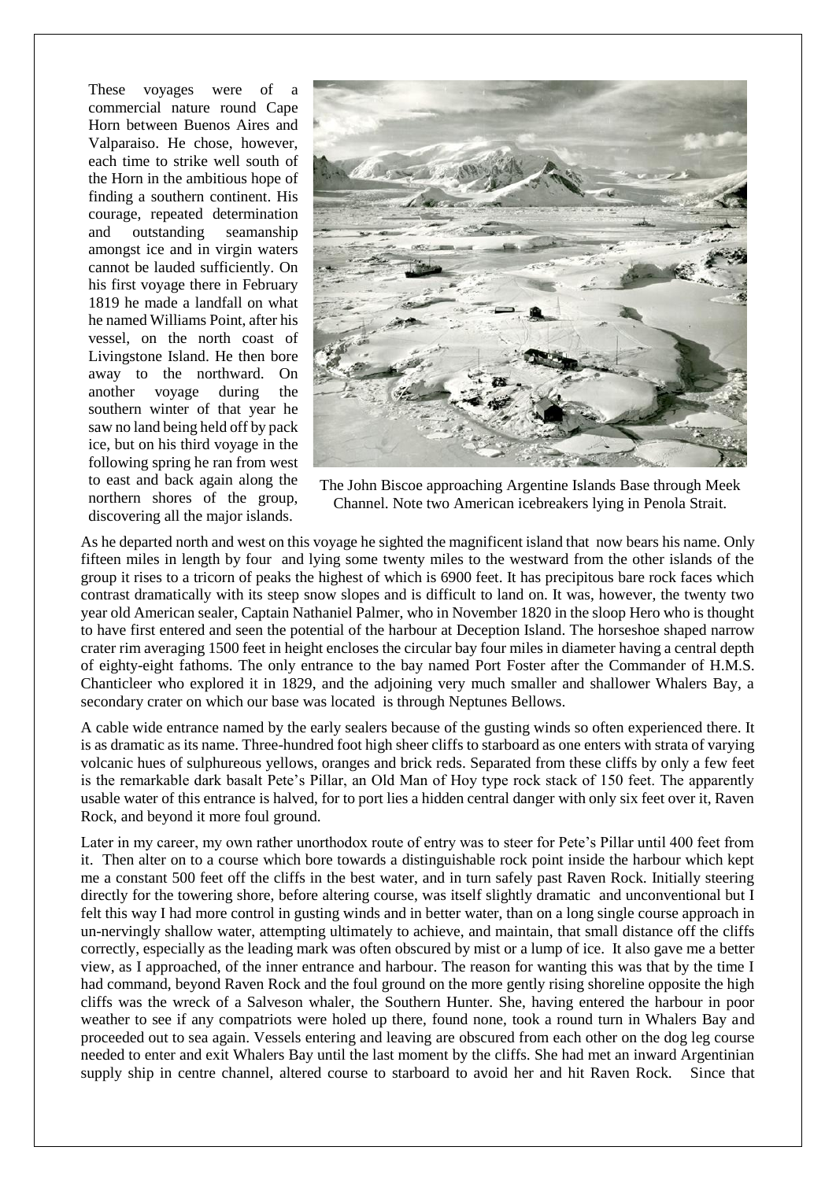These voyages were of a commercial nature round Cape Horn between Buenos Aires and Valparaiso. He chose, however, each time to strike well south of the Horn in the ambitious hope of finding a southern continent. His courage, repeated determination and outstanding seamanship amongst ice and in virgin waters cannot be lauded sufficiently. On his first voyage there in February 1819 he made a landfall on what he named Williams Point, after his vessel, on the north coast of Livingstone Island. He then bore away to the northward. On another voyage during the southern winter of that year he saw no land being held off by pack ice, but on his third voyage in the following spring he ran from west to east and back again along the northern shores of the group, discovering all the major islands.

The John Biscoe approaching Argentine Islands Base through Meek Channel. Note two American icebreakers lying in Penola Strait.

As he departed north and west on this voyage he sighted the magnificent island that now bears his name. Only fifteen miles in length by four and lying some twenty miles to the westward from the other islands of the group it rises to a tricorn of peaks the highest of which is 6900 feet. It has precipitous bare rock faces which contrast dramatically with its steep snow slopes and is difficult to land on. It was, however, the twenty two year old American sealer, Captain Nathaniel Palmer, who in November 1820 in the sloop Hero who is thought to have first entered and seen the potential of the harbour at Deception Island. The horseshoe shaped narrow crater rim averaging 1500 feet in height encloses the circular bay four miles in diameter having a central depth of eighty-eight fathoms. The only entrance to the bay named Port Foster after the Commander of H.M.S. Chanticleer who explored it in 1829, and the adjoining very much smaller and shallower Whalers Bay, a secondary crater on which our base was located is through Neptunes Bellows.

A cable wide entrance named by the early sealers because of the gusting winds so often experienced there. It is as dramatic as its name. Three-hundred foot high sheer cliffs to starboard as one enters with strata of varying volcanic hues of sulphureous yellows, oranges and brick reds. Separated from these cliffs by only a few feet is the remarkable dark basalt Pete's Pillar, an Old Man of Hoy type rock stack of 150 feet. The apparently usable water of this entrance is halved, for to port lies a hidden central danger with only six feet over it, Raven Rock, and beyond it more foul ground.

Later in my career, my own rather unorthodox route of entry was to steer for Pete's Pillar until 400 feet from it. Then alter on to a course which bore towards a distinguishable rock point inside the harbour which kept me a constant 500 feet off the cliffs in the best water, and in turn safely past Raven Rock. Initially steering directly for the towering shore, before altering course, was itself slightly dramatic and unconventional but I felt this way I had more control in gusting winds and in better water, than on a long single course approach in un-nervingly shallow water, attempting ultimately to achieve, and maintain, that small distance off the cliffs correctly, especially as the leading mark was often obscured by mist or a lump of ice. It also gave me a better view, as I approached, of the inner entrance and harbour. The reason for wanting this was that by the time I had command, beyond Raven Rock and the foul ground on the more gently rising shoreline opposite the high cliffs was the wreck of a Salveson whaler, the Southern Hunter. She, having entered the harbour in poor weather to see if any compatriots were holed up there, found none, took a round turn in Whalers Bay and proceeded out to sea again. Vessels entering and leaving are obscured from each other on the dog leg course needed to enter and exit Whalers Bay until the last moment by the cliffs. She had met an inward Argentinian supply ship in centre channel, altered course to starboard to avoid her and hit Raven Rock. Since that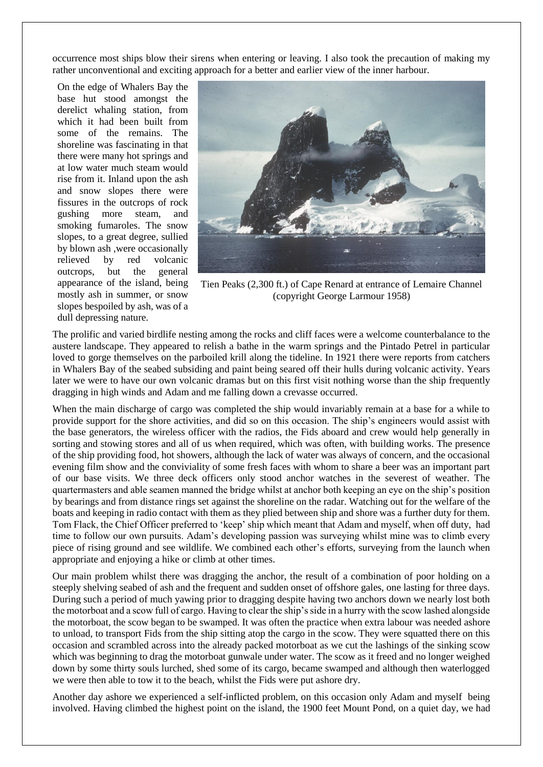occurrence most ships blow their sirens when entering or leaving. I also took the precaution of making my rather unconventional and exciting approach for a better and earlier view of the inner harbour.

On the edge of Whalers Bay the base hut stood amongst the derelict whaling station, from which it had been built from some of the remains. The shoreline was fascinating in that there were many hot springs and at low water much steam would rise from it. Inland upon the ash and snow slopes there were fissures in the outcrops of rock gushing more steam, and smoking fumaroles. The snow slopes, to a great degree, sullied by blown ash ,were occasionally relieved by red volcanic outcrops, but the general appearance of the island, being mostly ash in summer, or snow slopes bespoiled by ash, was of a dull depressing nature.

Tien Peaks (2,300 ft.) of Cape Renard at entrance of Lemaire Channel (copyright George Larmour 1958)

The prolific and varied birdlife nesting among the rocks and cliff faces were a welcome counterbalance to the austere landscape. They appeared to relish a bathe in the warm springs and the Pintado Petrel in particular loved to gorge themselves on the parboiled krill along the tideline. In 1921 there were reports from catchers in Whalers Bay of the seabed subsiding and paint being seared off their hulls during volcanic activity. Years later we were to have our own volcanic dramas but on this first visit nothing worse than the ship frequently dragging in high winds and Adam and me falling down a crevasse occurred.

When the main discharge of cargo was completed the ship would invariably remain at a base for a while to provide support for the shore activities, and did so on this occasion. The ship's engineers would assist with the base generators, the wireless officer with the radios, the Fids aboard and crew would help generally in sorting and stowing stores and all of us when required, which was often, with building works. The presence of the ship providing food, hot showers, although the lack of water was always of concern, and the occasional evening film show and the conviviality of some fresh faces with whom to share a beer was an important part of our base visits. We three deck officers only stood anchor watches in the severest of weather. The quartermasters and able seamen manned the bridge whilst at anchor both keeping an eye on the ship's position by bearings and from distance rings set against the shoreline on the radar. Watching out for the welfare of the boats and keeping in radio contact with them as they plied between ship and shore was a further duty for them. Tom Flack, the Chief Officer preferred to 'keep' ship which meant that Adam and myself, when off duty, had time to follow our own pursuits. Adam's developing passion was surveying whilst mine was to climb every piece of rising ground and see wildlife. We combined each other's efforts, surveying from the launch when appropriate and enjoying a hike or climb at other times.

Our main problem whilst there was dragging the anchor, the result of a combination of poor holding on a steeply shelving seabed of ash and the frequent and sudden onset of offshore gales, one lasting for three days. During such a period of much yawing prior to dragging despite having two anchors down we nearly lost both the motorboat and a scow full of cargo. Having to clear the ship's side in a hurry with the scow lashed alongside the motorboat, the scow began to be swamped. It was often the practice when extra labour was needed ashore to unload, to transport Fids from the ship sitting atop the cargo in the scow. They were squatted there on this occasion and scrambled across into the already packed motorboat as we cut the lashings of the sinking scow which was beginning to drag the motorboat gunwale under water. The scow as it freed and no longer weighed down by some thirty souls lurched, shed some of its cargo, became swamped and although then waterlogged we were then able to tow it to the beach, whilst the Fids were put ashore dry.

Another day ashore we experienced a self-inflicted problem, on this occasion only Adam and myself being involved. Having climbed the highest point on the island, the 1900 feet Mount Pond, on a quiet day, we had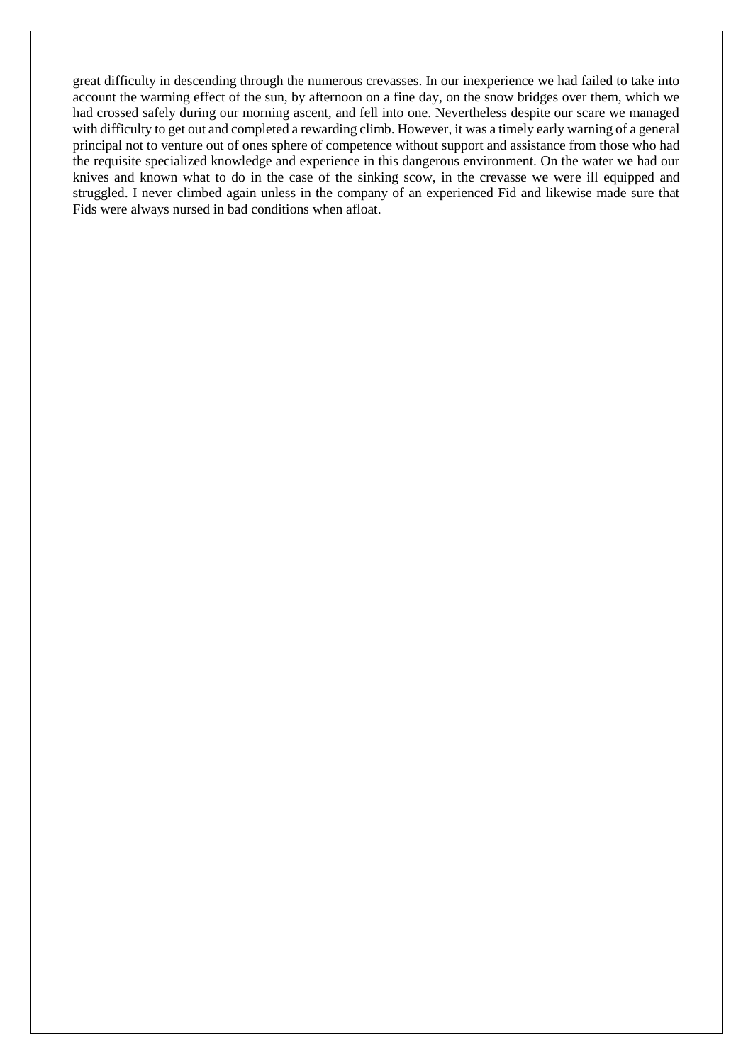great difficulty in descending through the numerous crevasses. In our inexperience we had failed to take into account the warming effect of the sun, by afternoon on a fine day, on the snow bridges over them, which we had crossed safely during our morning ascent, and fell into one. Nevertheless despite our scare we managed with difficulty to get out and completed a rewarding climb. However, it was a timely early warning of a general principal not to venture out of ones sphere of competence without support and assistance from those who had the requisite specialized knowledge and experience in this dangerous environment. On the water we had our knives and known what to do in the case of the sinking scow, in the crevasse we were ill equipped and struggled. I never climbed again unless in the company of an experienced Fid and likewise made sure that Fids were always nursed in bad conditions when afloat.